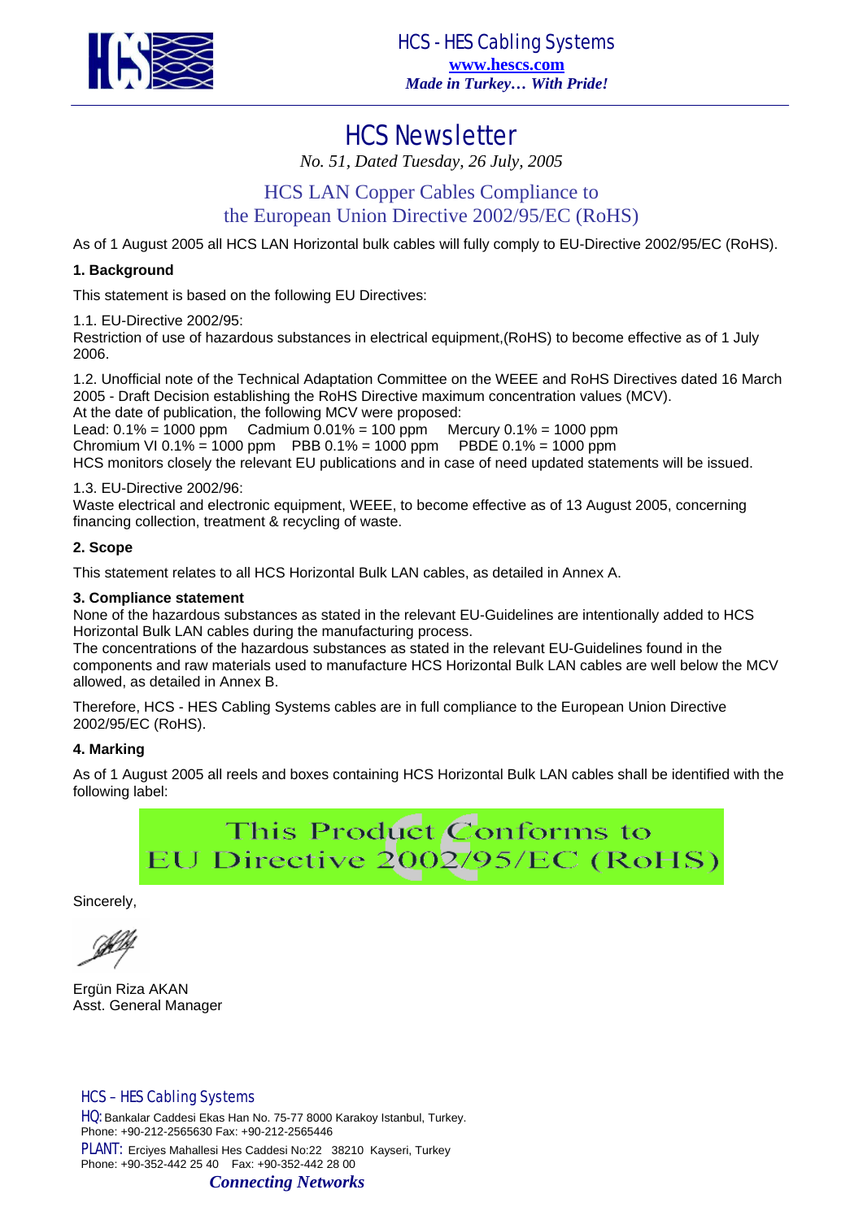HCS - HES Cabling Systems

www.hescs.com

*Made in Turkey… With Pride!*

# HCS Newsletter

*No. 51, Dated Tuesday, 26 July, 2005*

## HCS LAN Copper Cables Compliance to the European Union Directive 2002/95/EC (RoHS)

As of 1 August 2005 all HCS LAN Horizontal bulk cables will fully comply to EU-Directive 2002/95/EC (RoHS).

**1. Background**

This statement is based on the following EU Directives:

1.1. EU-Directive 2002/95:
Restriction of use of hazardous substances in electrical equipment,(RoHS) to become effective as of 1 July 2006.

1.2. Unofficial note of the Technical Adaptation Committee on the WEEE and RoHS Directives dated 16 March 2005 - Draft Decision establishing the RoHS Directive maximum concentration values (MCV).
At the date of publication, the following MCV were proposed:
Lead: 0.1% = 1000 ppm  Cadmium 0.01% = 100 ppm  Mercury 0.1% = 1000 ppm
Chromium VI 0.1% = 1000 ppm  PBB 0.1% = 1000 ppm  PBDE 0.1% = 1000 ppm
HCS monitors closely the relevant EU publications and in case of need updated statements will be issued.

1.3. EU-Directive 2002/96:
Waste electrical and electronic equipment, WEEE, to become effective as of 13 August 2005, concerning financing collection, treatment & recycling of waste.

**2. Scope**

This statement relates to all HCS Horizontal Bulk LAN cables, as detailed in Annex A.

**3. Compliance statement**
None of the hazardous substances as stated in the relevant EU-Guidelines are intentionally added to HCS Horizontal Bulk LAN cables during the manufacturing process.
The concentrations of the hazardous substances as stated in the relevant EU-Guidelines found in the components and raw materials used to manufacture HCS Horizontal Bulk LAN cables are well below the MCV allowed, as detailed in Annex B.

Therefore, HCS - HES Cabling Systems cables are in full compliance to the European Union Directive 2002/95/EC (RoHS).

**4. Marking**

As of 1 August 2005 all reels and boxes containing HCS Horizontal Bulk LAN cables shall be identified with the following label:

This Product Conforms to
EU Directive 2002/95/EC (RoHS)

Sincerely,

Ergün Riza AKAN
Asst. General Manager

HCS – HES Cabling Systems

HQ: Bankalar Caddesi Ekas Han No. 75-77 8000 Karakoy Istanbul, Turkey.
Phone: +90-212-2565630 Fax: +90-212-2565446

PLANT: Erciyes Mahallesi Hes Caddesi No:22 38210 Kayseri, Turkey
Phone: +90-352-442 25 40 Fax: +90-352-442 28 00

***Connecting Networks***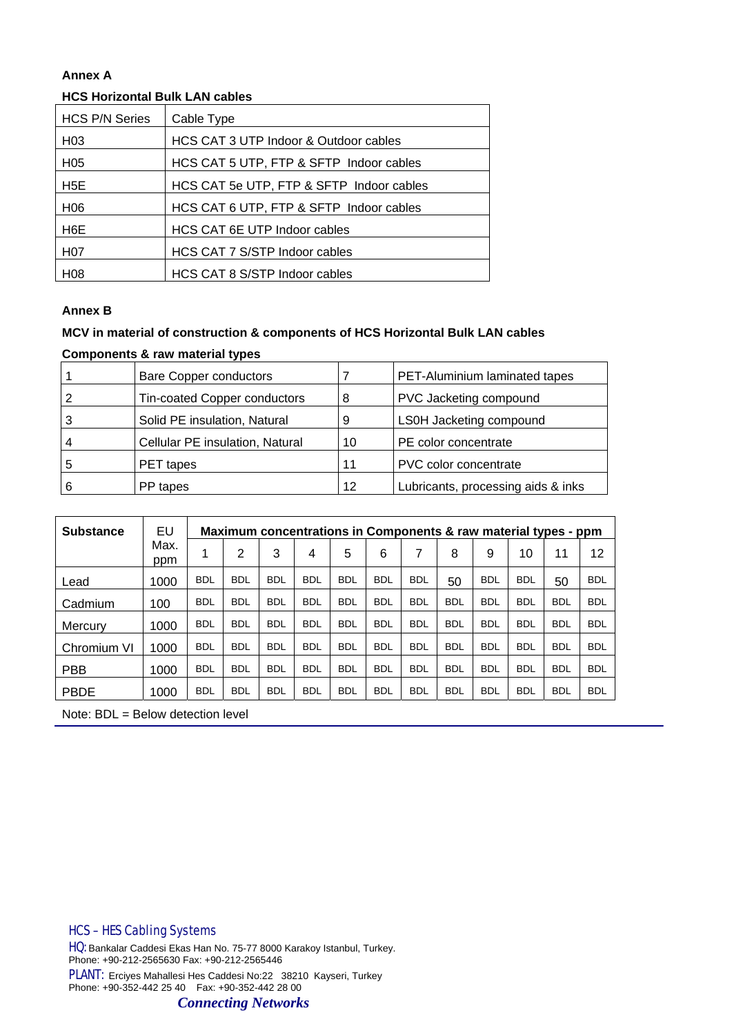**Annex A**

**HCS Horizontal Bulk LAN cables**

| HCS P/N Series | Cable Type |
|---|---|
| H03 | HCS CAT 3 UTP Indoor & Outdoor cables |
| H05 | HCS CAT 5 UTP, FTP & SFTP Indoor cables |
| H5E | HCS CAT 5e UTP, FTP & SFTP Indoor cables |
| H06 | HCS CAT 6 UTP, FTP & SFTP Indoor cables |
| H6E | HCS CAT 6E UTP Indoor cables |
| H07 | HCS CAT 7 S/STP Indoor cables |
| H08 | HCS CAT 8 S/STP Indoor cables |

**Annex B**

**MCV in material of construction & components of HCS Horizontal Bulk LAN cables**

**Components & raw material types**

| | | | |
|---|---|---|---|
| 1 | Bare Copper conductors | 7 | PET-Aluminium laminated tapes |
| 2 | Tin-coated Copper conductors | 8 | PVC Jacketing compound |
| 3 | Solid PE insulation, Natural | 9 | LS0H Jacketing compound |
| 4 | Cellular PE insulation, Natural | 10 | PE color concentrate |
| 5 | PET tapes | 11 | PVC color concentrate |
| 6 | PP tapes | 12 | Lubricants, processing aids & inks |

| Substance | EU Max. ppm | Maximum concentrations in Components & raw material types - ppm | | | | | | | | | | | |
|---|---|---|---|---|---|---|---|---|---|---|---|---|---|
| | | 1 | 2 | 3 | 4 | 5 | 6 | 7 | 8 | 9 | 10 | 11 | 12 |
| Lead | 1000 | BDL | BDL | BDL | BDL | BDL | BDL | BDL | 50 | BDL | BDL | 50 | BDL |
| Cadmium | 100 | BDL | BDL | BDL | BDL | BDL | BDL | BDL | BDL | BDL | BDL | BDL | BDL |
| Mercury | 1000 | BDL | BDL | BDL | BDL | BDL | BDL | BDL | BDL | BDL | BDL | BDL | BDL |
| Chromium VI | 1000 | BDL | BDL | BDL | BDL | BDL | BDL | BDL | BDL | BDL | BDL | BDL | BDL |
| PBB | 1000 | BDL | BDL | BDL | BDL | BDL | BDL | BDL | BDL | BDL | BDL | BDL | BDL |
| PBDE | 1000 | BDL | BDL | BDL | BDL | BDL | BDL | BDL | BDL | BDL | BDL | BDL | BDL |

Note: BDL = Below detection level

HCS – HES Cabling Systems

HQ: Bankalar Caddesi Ekas Han No. 75-77 8000 Karakoy Istanbul, Turkey.
Phone: +90-212-2565630 Fax: +90-212-2565446

PLANT: Erciyes Mahallesi Hes Caddesi No:22 38210 Kayseri, Turkey
Phone: +90-352-442 25 40 Fax: +90-352-442 28 00

***Connecting Networks***